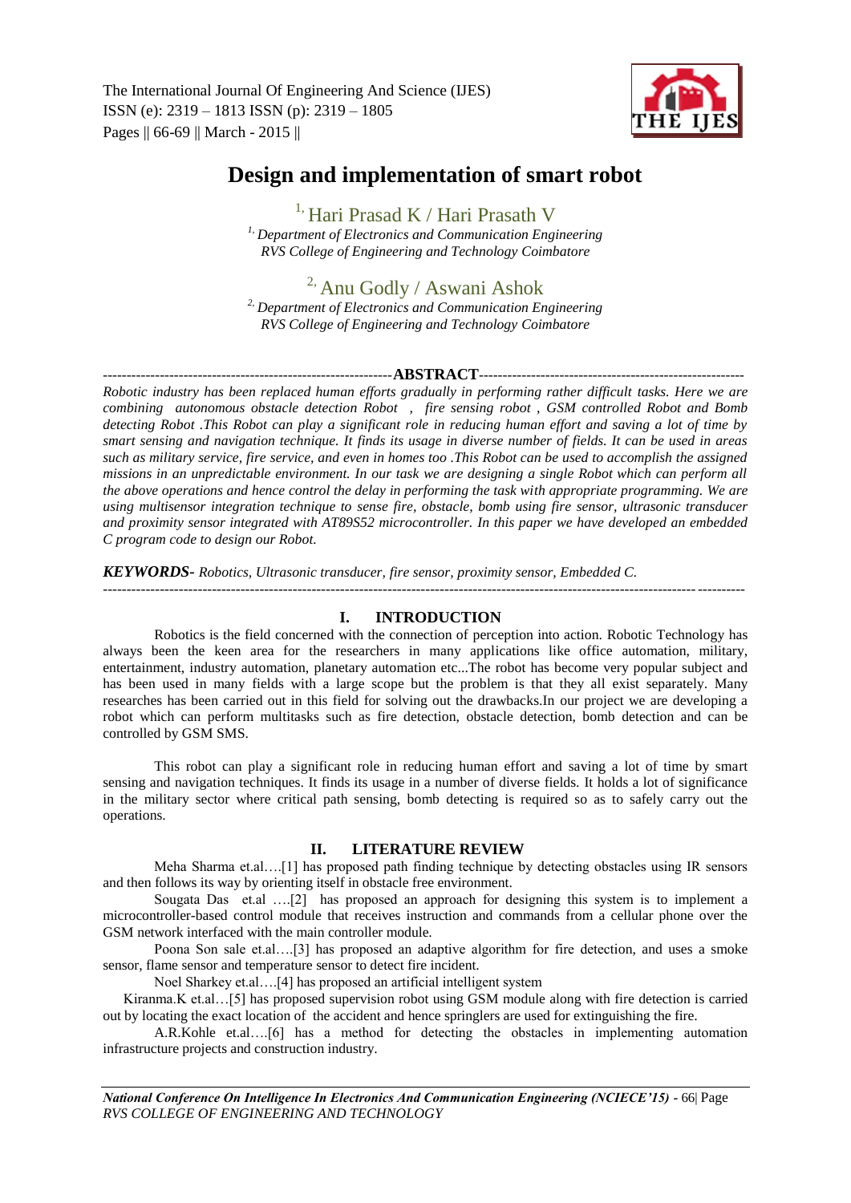# Design and implementation of smart robot

[1,] Hari Prasad K / Hari Prasath V

[1,] *Department of Electronics and Communication Engineering*
*RVS College of Engineering and Technology Coimbatore*

[2,] Anu Godly / Aswani Ashok

[2,] *Department of Electronics and Communication Engineering*
*RVS College of Engineering and Technology Coimbatore*

**ABSTRACT**

*Robotic industry has been replaced human efforts gradually in performing rather difficult tasks. Here we are combining autonomous obstacle detection Robot , fire sensing robot , GSM controlled Robot and Bomb detecting Robot .This Robot can play a significant role in reducing human effort and saving a lot of time by smart sensing and navigation technique. It finds its usage in diverse number of fields. It can be used in areas such as military service, fire service, and even in homes too .This Robot can be used to accomplish the assigned missions in an unpredictable environment. In our task we are designing a single Robot which can perform all the above operations and hence control the delay in performing the task with appropriate programming. We are using multisensor integration technique to sense fire, obstacle, bomb using fire sensor, ultrasonic transducer and proximity sensor integrated with AT89S52 microcontroller. In this paper we have developed an embedded C program code to design our Robot.*

***KEYWORDS-*** *Robotics, Ultrasonic transducer, fire sensor, proximity sensor, Embedded C.*

## I. INTRODUCTION

Robotics is the field concerned with the connection of perception into action. Robotic Technology has always been the keen area for the researchers in many applications like office automation, military, entertainment, industry automation, planetary automation etc...The robot has become very popular subject and has been used in many fields with a large scope but the problem is that they all exist separately. Many researches has been carried out in this field for solving out the drawbacks.In our project we are developing a robot which can perform multitasks such as fire detection, obstacle detection, bomb detection and can be controlled by GSM SMS.

This robot can play a significant role in reducing human effort and saving a lot of time by smart sensing and navigation techniques. It finds its usage in a number of diverse fields. It holds a lot of significance in the military sector where critical path sensing, bomb detecting is required so as to safely carry out the operations.

## II. LITERATURE REVIEW

Meha Sharma et.al….[1] has proposed path finding technique by detecting obstacles using IR sensors and then follows its way by orienting itself in obstacle free environment.

Sougata Das et.al ….[2] has proposed an approach for designing this system is to implement a microcontroller-based control module that receives instruction and commands from a cellular phone over the GSM network interfaced with the main controller module.

Poona Son sale et.al….[3] has proposed an adaptive algorithm for fire detection, and uses a smoke sensor, flame sensor and temperature sensor to detect fire incident.

Noel Sharkey et.al….[4] has proposed an artificial intelligent system

Kiranma.K et.al…[5] has proposed supervision robot using GSM module along with fire detection is carried out by locating the exact location of the accident and hence springlers are used for extinguishing the fire.

A.R.Kohle et.al….[6] has a method for detecting the obstacles in implementing automation infrastructure projects and construction industry.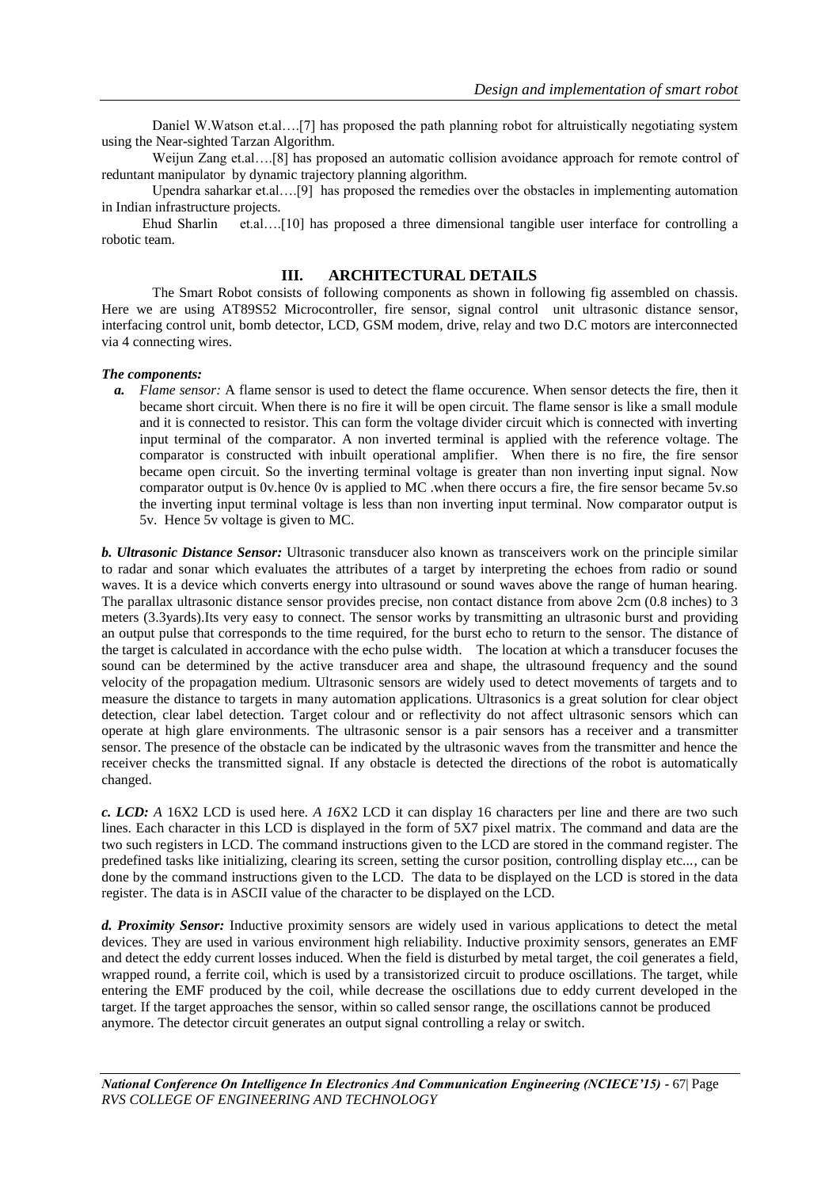Daniel W.Watson et.al….[7] has proposed the path planning robot for altruistically negotiating system using the Near-sighted Tarzan Algorithm.

Weijun Zang et.al….[8] has proposed an automatic collision avoidance approach for remote control of reduntant manipulator by dynamic trajectory planning algorithm.

Upendra saharkar et.al….[9] has proposed the remedies over the obstacles in implementing automation in Indian infrastructure projects.

Ehud Sharlin et.al….[10] has proposed a three dimensional tangible user interface for controlling a robotic team.

## III. ARCHITECTURAL DETAILS

The Smart Robot consists of following components as shown in following fig assembled on chassis. Here we are using AT89S52 Microcontroller, fire sensor, signal control unit ultrasonic distance sensor, interfacing control unit, bomb detector, LCD, GSM modem, drive, relay and two D.C motors are interconnected via 4 connecting wires.

***The components:***

- ***a.*** *Flame sensor:* A flame sensor is used to detect the flame occurence. When sensor detects the fire, then it became short circuit. When there is no fire it will be open circuit. The flame sensor is like a small module and it is connected to resistor. This can form the voltage divider circuit which is connected with inverting input terminal of the comparator. A non inverted terminal is applied with the reference voltage. The comparator is constructed with inbuilt operational amplifier. When there is no fire, the fire sensor became open circuit. So the inverting terminal voltage is greater than non inverting input signal. Now comparator output is 0v.hence 0v is applied to MC .when there occurs a fire, the fire sensor became 5v.so the inverting input terminal voltage is less than non inverting input terminal. Now comparator output is 5v. Hence 5v voltage is given to MC.

***b. Ultrasonic Distance Sensor:*** Ultrasonic transducer also known as transceivers work on the principle similar to radar and sonar which evaluates the attributes of a target by interpreting the echoes from radio or sound waves. It is a device which converts energy into ultrasound or sound waves above the range of human hearing. The parallax ultrasonic distance sensor provides precise, non contact distance from above 2cm (0.8 inches) to 3 meters (3.3yards).Its very easy to connect. The sensor works by transmitting an ultrasonic burst and providing an output pulse that corresponds to the time required, for the burst echo to return to the sensor. The distance of the target is calculated in accordance with the echo pulse width. The location at which a transducer focuses the sound can be determined by the active transducer area and shape, the ultrasound frequency and the sound velocity of the propagation medium. Ultrasonic sensors are widely used to detect movements of targets and to measure the distance to targets in many automation applications. Ultrasonics is a great solution for clear object detection, clear label detection. Target colour and or reflectivity do not affect ultrasonic sensors which can operate at high glare environments. The ultrasonic sensor is a pair sensors has a receiver and a transmitter sensor. The presence of the obstacle can be indicated by the ultrasonic waves from the transmitter and hence the receiver checks the transmitted signal. If any obstacle is detected the directions of the robot is automatically changed.

***c. LCD:*** *A* 16X2 LCD is used here. *A 16*X2 LCD it can display 16 characters per line and there are two such lines. Each character in this LCD is displayed in the form of 5X7 pixel matrix. The command and data are the two such registers in LCD. The command instructions given to the LCD are stored in the command register. The predefined tasks like initializing, clearing its screen, setting the cursor position, controlling display etc..., can be done by the command instructions given to the LCD. The data to be displayed on the LCD is stored in the data register. The data is in ASCII value of the character to be displayed on the LCD.

***d. Proximity Sensor:*** Inductive proximity sensors are widely used in various applications to detect the metal devices. They are used in various environment high reliability. Inductive proximity sensors, generates an EMF and detect the eddy current losses induced. When the field is disturbed by metal target, the coil generates a field, wrapped round, a ferrite coil, which is used by a transistorized circuit to produce oscillations. The target, while entering the EMF produced by the coil, while decrease the oscillations due to eddy current developed in the target. If the target approaches the sensor, within so called sensor range, the oscillations cannot be produced anymore. The detector circuit generates an output signal controlling a relay or switch.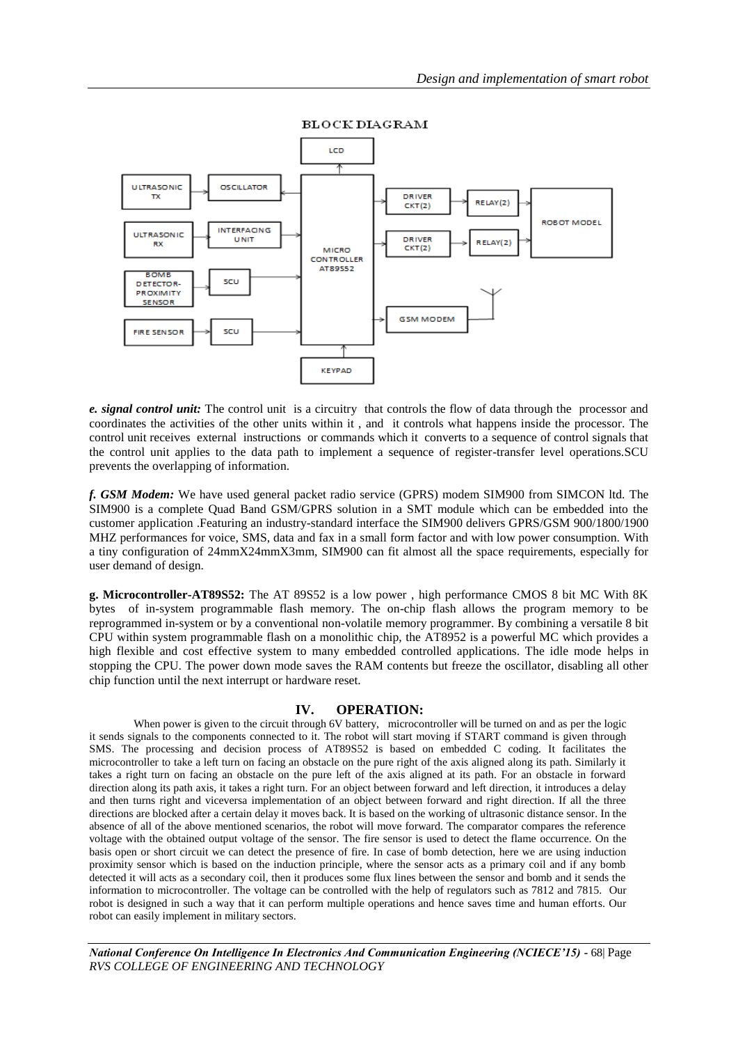BLOCK DIAGRAM

*e. signal control unit:* The control unit is a circuitry that controls the flow of data through the processor and coordinates the activities of the other units within it , and it controls what happens inside the processor. The control unit receives external instructions or commands which it converts to a sequence of control signals that the control unit applies to the data path to implement a sequence of register-transfer level operations.SCU prevents the overlapping of information.

***f. GSM Modem:*** We have used general packet radio service (GPRS) modem SIM900 from SIMCON ltd. The SIM900 is a complete Quad Band GSM/GPRS solution in a SMT module which can be embedded into the customer application .Featuring an industry-standard interface the SIM900 delivers GPRS/GSM 900/1800/1900 MHZ performances for voice, SMS, data and fax in a small form factor and with low power consumption. With a tiny configuration of 24mmX24mmX3mm, SIM900 can fit almost all the space requirements, especially for user demand of design.

**g. Microcontroller-AT89S52:** The AT 89S52 is a low power , high performance CMOS 8 bit MC With 8K bytes of in-system programmable flash memory. The on-chip flash allows the program memory to be reprogrammed in-system or by a conventional non-volatile memory programmer. By combining a versatile 8 bit CPU within system programmable flash on a monolithic chip, the AT8952 is a powerful MC which provides a high flexible and cost effective system to many embedded controlled applications. The idle mode helps in stopping the CPU. The power down mode saves the RAM contents but freeze the oscillator, disabling all other chip function until the next interrupt or hardware reset.

## IV. OPERATION:

When power is given to the circuit through 6V battery, microcontroller will be turned on and as per the logic it sends signals to the components connected to it. The robot will start moving if START command is given through SMS. The processing and decision process of AT89S52 is based on embedded C coding. It facilitates the microcontroller to take a left turn on facing an obstacle on the pure right of the axis aligned along its path. Similarly it takes a right turn on facing an obstacle on the pure left of the axis aligned at its path. For an obstacle in forward direction along its path axis, it takes a right turn. For an object between forward and left direction, it introduces a delay and then turns right and viceversa implementation of an object between forward and right direction. If all the three directions are blocked after a certain delay it moves back. It is based on the working of ultrasonic distance sensor. In the absence of all of the above mentioned scenarios, the robot will move forward. The comparator compares the reference voltage with the obtained output voltage of the sensor. The fire sensor is used to detect the flame occurrence. On the basis open or short circuit we can detect the presence of fire. In case of bomb detection, here we are using induction proximity sensor which is based on the induction principle, where the sensor acts as a primary coil and if any bomb detected it will acts as a secondary coil, then it produces some flux lines between the sensor and bomb and it sends the information to microcontroller. The voltage can be controlled with the help of regulators such as 7812 and 7815. Our robot is designed in such a way that it can perform multiple operations and hence saves time and human efforts. Our robot can easily implement in military sectors.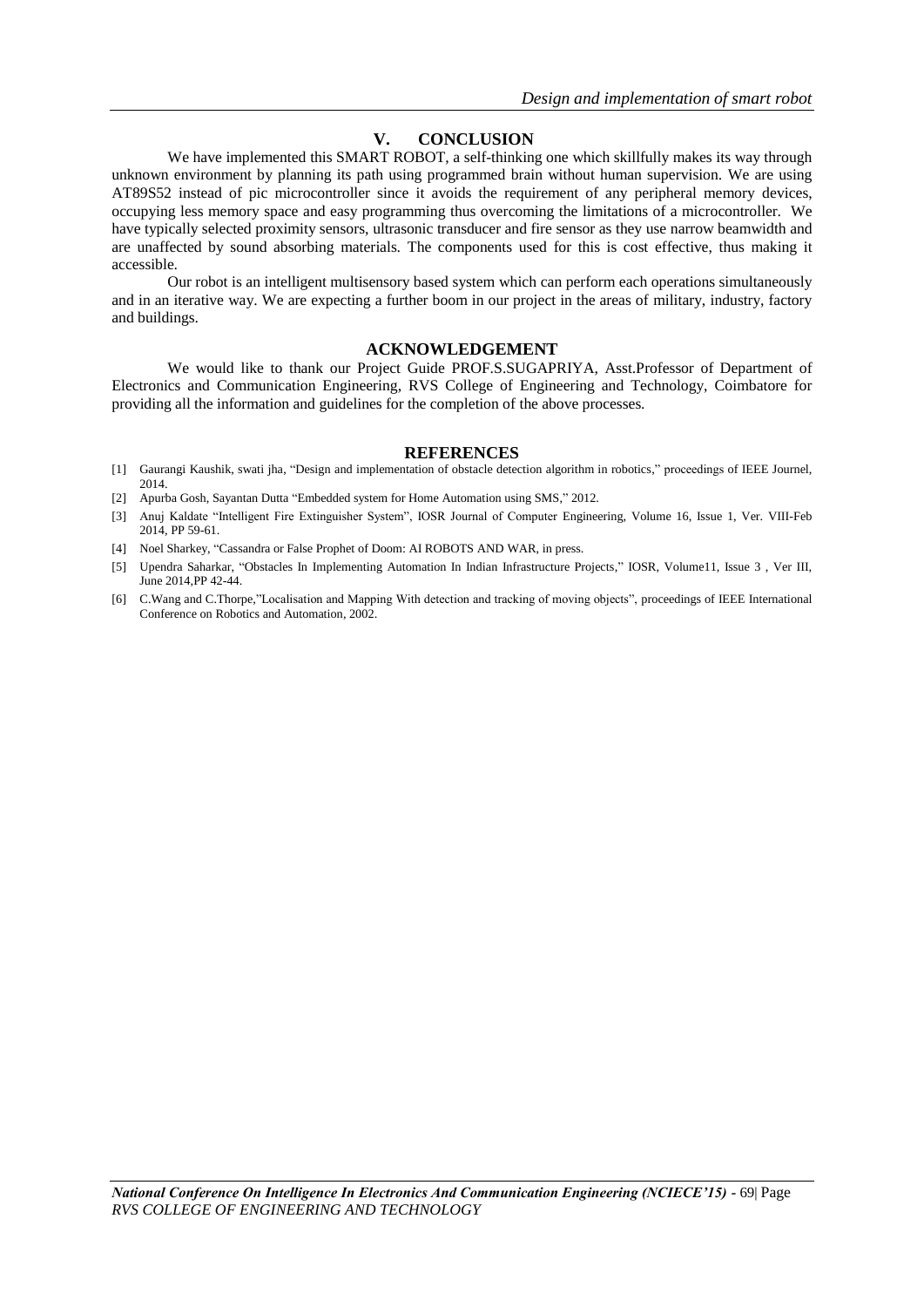## V. CONCLUSION

We have implemented this SMART ROBOT, a self-thinking one which skillfully makes its way through unknown environment by planning its path using programmed brain without human supervision. We are using AT89S52 instead of pic microcontroller since it avoids the requirement of any peripheral memory devices, occupying less memory space and easy programming thus overcoming the limitations of a microcontroller. We have typically selected proximity sensors, ultrasonic transducer and fire sensor as they use narrow beamwidth and are unaffected by sound absorbing materials. The components used for this is cost effective, thus making it accessible.

Our robot is an intelligent multisensory based system which can perform each operations simultaneously and in an iterative way. We are expecting a further boom in our project in the areas of military, industry, factory and buildings.

## ACKNOWLEDGEMENT

We would like to thank our Project Guide PROF.S.SUGAPRIYA, Asst.Professor of Department of Electronics and Communication Engineering, RVS College of Engineering and Technology, Coimbatore for providing all the information and guidelines for the completion of the above processes.

## REFERENCES

[1] Gaurangi Kaushik, swati jha, "Design and implementation of obstacle detection algorithm in robotics," proceedings of IEEE Journel, 2014.

[2] Apurba Gosh, Sayantan Dutta "Embedded system for Home Automation using SMS," 2012.

[3] Anuj Kaldate "Intelligent Fire Extinguisher System", IOSR Journal of Computer Engineering, Volume 16, Issue 1, Ver. VIII-Feb 2014, PP 59-61.

[4] Noel Sharkey, "Cassandra or False Prophet of Doom: AI ROBOTS AND WAR, in press.

[5] Upendra Saharkar, "Obstacles In Implementing Automation In Indian Infrastructure Projects," IOSR, Volume11, Issue 3 , Ver III, June 2014,PP 42-44.

[6] C.Wang and C.Thorpe,"Localisation and Mapping With detection and tracking of moving objects", proceedings of IEEE International Conference on Robotics and Automation, 2002.